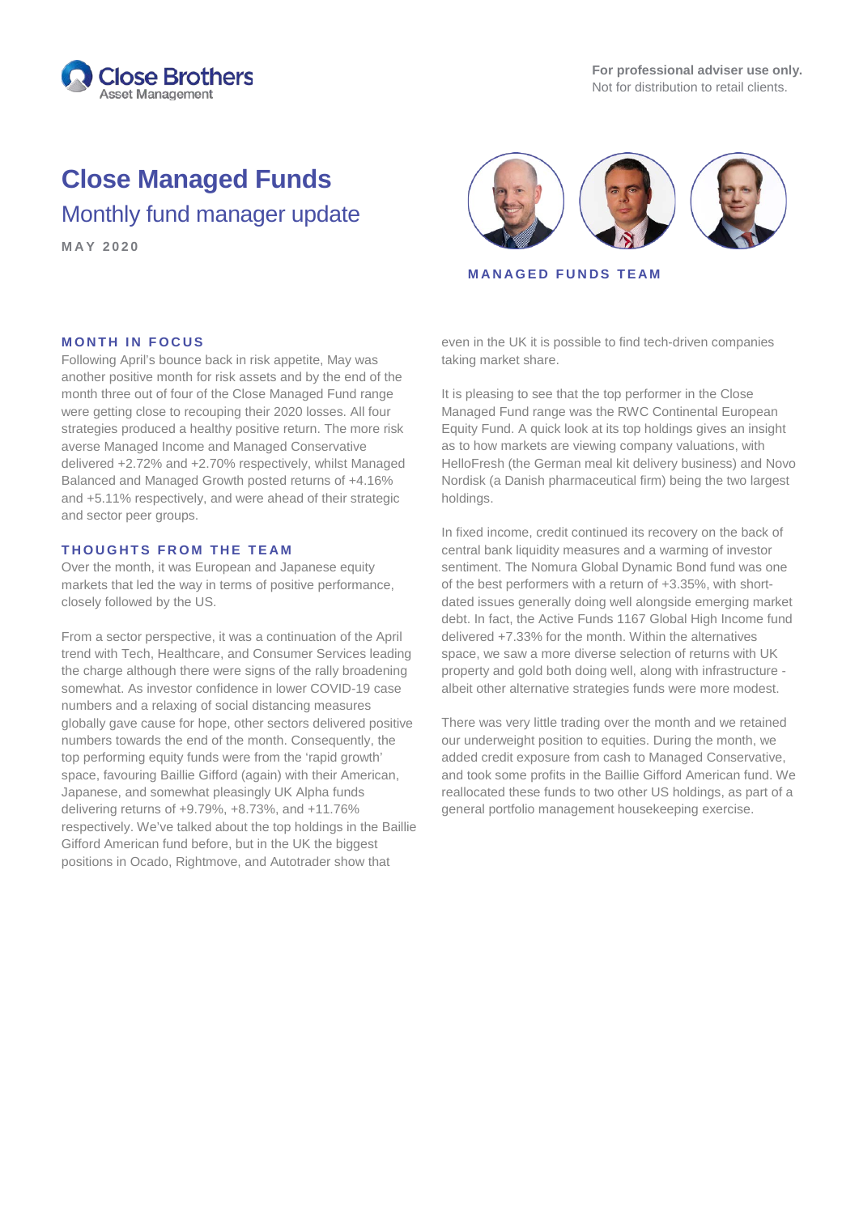For professional adviser use only.
Not for distribution to retail clients.

# Close Managed Funds

## Monthly fund manager update

**MAY 2020**

**MANAGED FUNDS TEAM**

### MONTH IN FOCUS

Following April's bounce back in risk appetite, May was another positive month for risk assets and by the end of the month three out of four of the Close Managed Fund range were getting close to recouping their 2020 losses. All four strategies produced a healthy positive return. The more risk averse Managed Income and Managed Conservative delivered +2.72% and +2.70% respectively, whilst Managed Balanced and Managed Growth posted returns of +4.16% and +5.11% respectively, and were ahead of their strategic and sector peer groups.

### THOUGHTS FROM THE TEAM

Over the month, it was European and Japanese equity markets that led the way in terms of positive performance, closely followed by the US.

From a sector perspective, it was a continuation of the April trend with Tech, Healthcare, and Consumer Services leading the charge although there were signs of the rally broadening somewhat. As investor confidence in lower COVID-19 case numbers and a relaxing of social distancing measures globally gave cause for hope, other sectors delivered positive numbers towards the end of the month. Consequently, the top performing equity funds were from the 'rapid growth' space, favouring Baillie Gifford (again) with their American, Japanese, and somewhat pleasingly UK Alpha funds delivering returns of +9.79%, +8.73%, and +11.76% respectively. We've talked about the top holdings in the Baillie Gifford American fund before, but in the UK the biggest positions in Ocado, Rightmove, and Autotrader show that even in the UK it is possible to find tech-driven companies taking market share.

It is pleasing to see that the top performer in the Close Managed Fund range was the RWC Continental European Equity Fund. A quick look at its top holdings gives an insight as to how markets are viewing company valuations, with HelloFresh (the German meal kit delivery business) and Novo Nordisk (a Danish pharmaceutical firm) being the two largest holdings.

In fixed income, credit continued its recovery on the back of central bank liquidity measures and a warming of investor sentiment. The Nomura Global Dynamic Bond fund was one of the best performers with a return of +3.35%, with short-dated issues generally doing well alongside emerging market debt. In fact, the Active Funds 1167 Global High Income fund delivered +7.33% for the month. Within the alternatives space, we saw a more diverse selection of returns with UK property and gold both doing well, along with infrastructure - albeit other alternative strategies funds were more modest.

There was very little trading over the month and we retained our underweight position to equities. During the month, we added credit exposure from cash to Managed Conservative, and took some profits in the Baillie Gifford American fund. We reallocated these funds to two other US holdings, as part of a general portfolio management housekeeping exercise.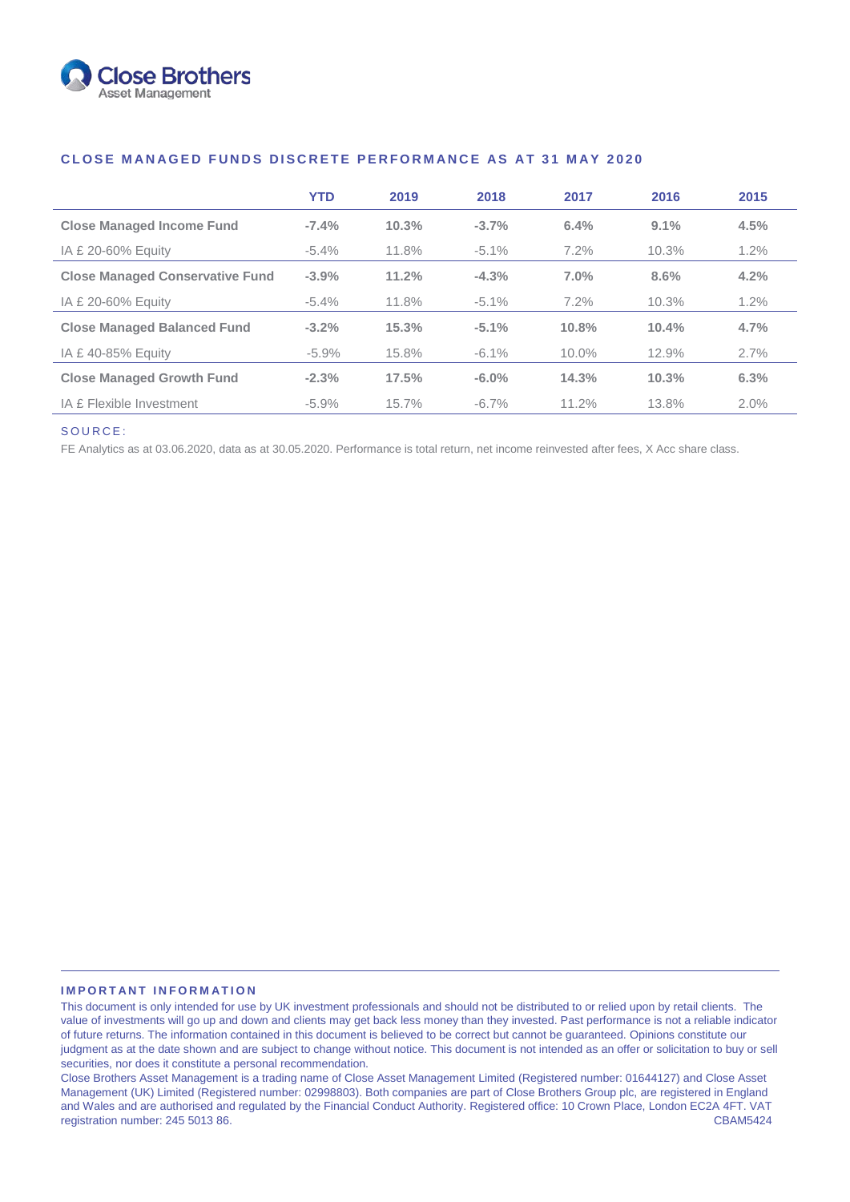## CLOSE MANAGED FUNDS DISCRETE PERFORMANCE AS AT 31 MAY 2020

| | YTD | 2019 | 2018 | 2017 | 2016 | 2015 |
|---|---|---|---|---|---|---|
| **Close Managed Income Fund** | **-7.4%** | **10.3%** | **-3.7%** | **6.4%** | **9.1%** | **4.5%** |
| IA £ 20-60% Equity | -5.4% | 11.8% | -5.1% | 7.2% | 10.3% | 1.2% |
| **Close Managed Conservative Fund** | **-3.9%** | **11.2%** | **-4.3%** | **7.0%** | **8.6%** | **4.2%** |
| IA £ 20-60% Equity | -5.4% | 11.8% | -5.1% | 7.2% | 10.3% | 1.2% |
| **Close Managed Balanced Fund** | **-3.2%** | **15.3%** | **-5.1%** | **10.8%** | **10.4%** | **4.7%** |
| IA £ 40-85% Equity | -5.9% | 15.8% | -6.1% | 10.0% | 12.9% | 2.7% |
| **Close Managed Growth Fund** | **-2.3%** | **17.5%** | **-6.0%** | **14.3%** | **10.3%** | **6.3%** |
| IA £ Flexible Investment | -5.9% | 15.7% | -6.7% | 11.2% | 13.8% | 2.0% |

SOURCE:

FE Analytics as at 03.06.2020, data as at 30.05.2020. Performance is total return, net income reinvested after fees, X Acc share class.

### IMPORTANT INFORMATION

This document is only intended for use by UK investment professionals and should not be distributed to or relied upon by retail clients. The value of investments will go up and down and clients may get back less money than they invested. Past performance is not a reliable indicator of future returns. The information contained in this document is believed to be correct but cannot be guaranteed. Opinions constitute our judgment as at the date shown and are subject to change without notice. This document is not intended as an offer or solicitation to buy or sell securities, nor does it constitute a personal recommendation.

Close Brothers Asset Management is a trading name of Close Asset Management Limited (Registered number: 01644127) and Close Asset Management (UK) Limited (Registered number: 02998803). Both companies are part of Close Brothers Group plc, are registered in England and Wales and are authorised and regulated by the Financial Conduct Authority. Registered office: 10 Crown Place, London EC2A 4FT. VAT registration number: 245 5013 86. CBAM5424